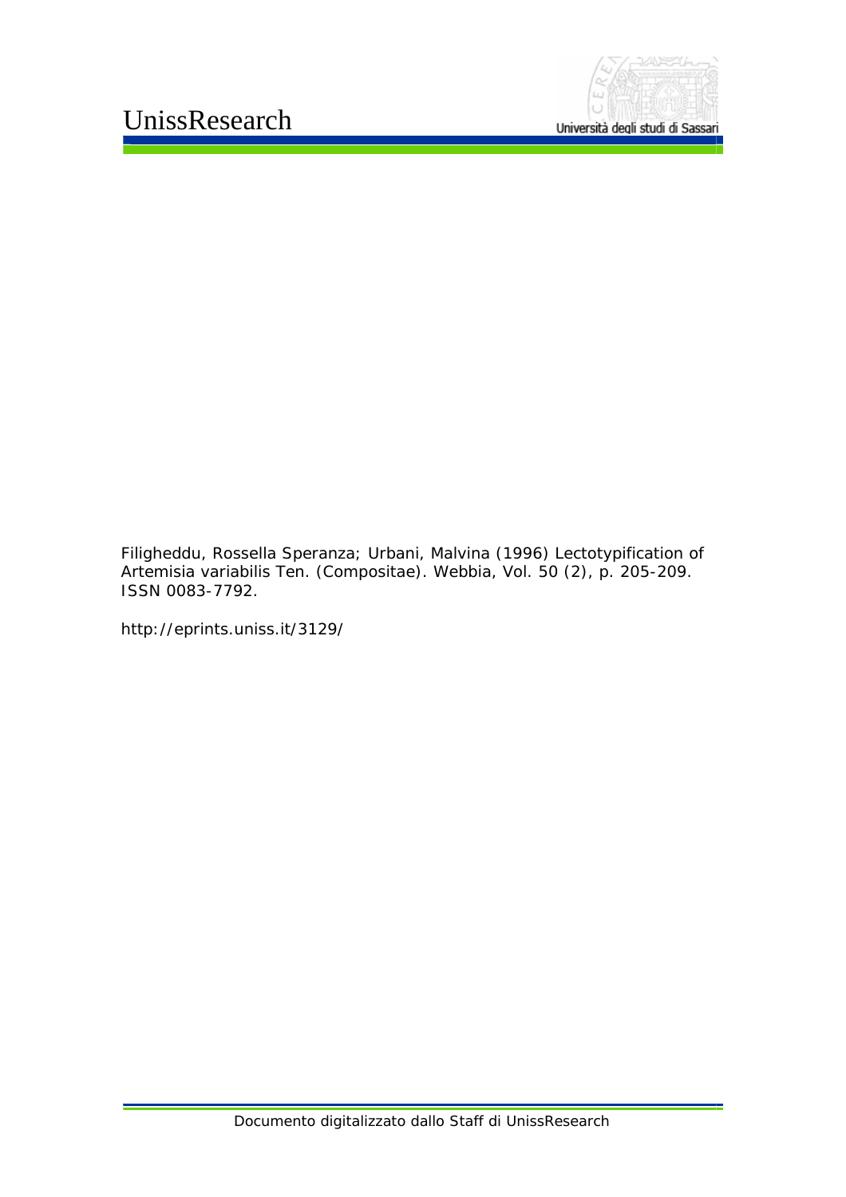UnissResearch

Università degli studi di Sassari

Filigheddu, Rossella Speranza; Urbani, Malvina (1996) Lectotypification of Artemisia variabilis Ten. (Compositae). Webbia, Vol. 50 (2), p. 205-209. ISSN 0083-7792.

http://eprints.uniss.it/3129/

Documento digitalizzato dallo Staff di UnissResearch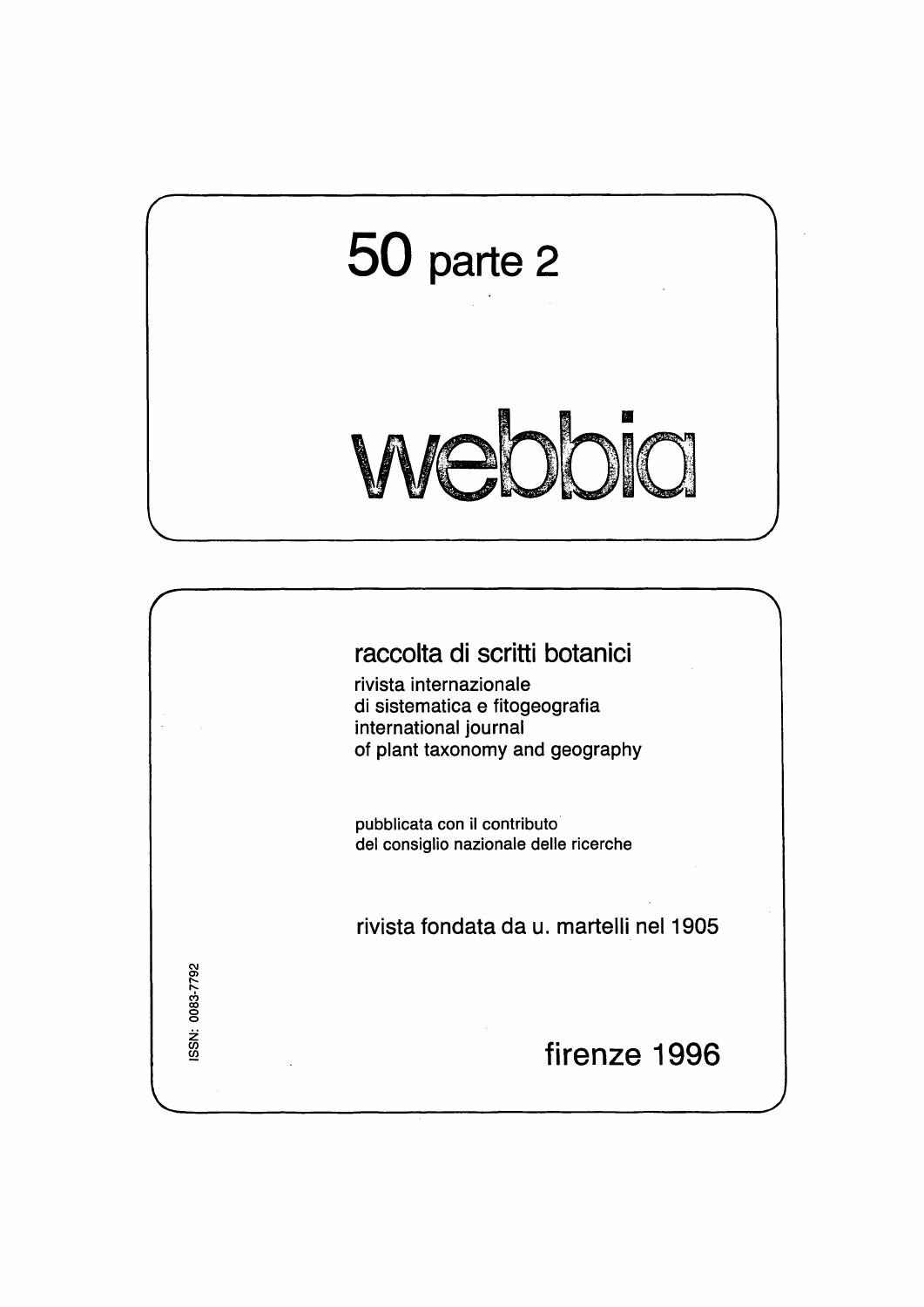# 50 parte 2

# webbia

raccolta di scritti botanici

rivista internazionale
di sistematica e fitogeografia
international journal
of plant taxonomy and geography

pubblicata con il contributo
del consiglio nazionale delle ricerche

rivista fondata da u. martelli nel 1905

ISSN: 0083-7792

firenze 1996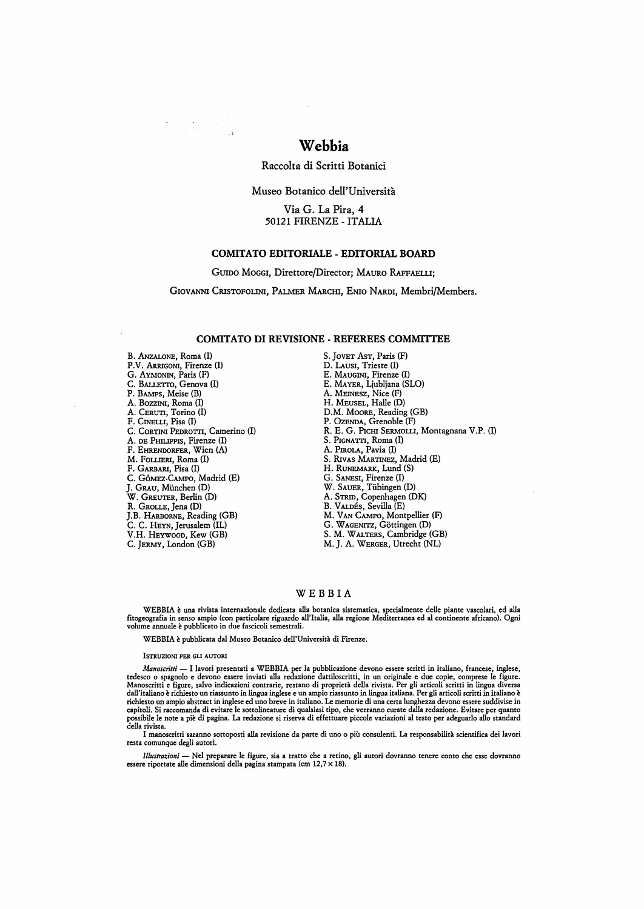# Webbia

Raccolta di Scritti Botanici

Museo Botanico dell'Università

Via G. La Pira, 4
50121 FIRENZE - ITALIA

## COMITATO EDITORIALE - EDITORIAL BOARD

Guido Moggi, Direttore/Director; Mauro Raffaelli;

Giovanni Cristofolini, Palmer Marchi, Enio Nardi, Membri/Members.

## COMITATO DI REVISIONE - REFEREES COMMITTEE

B. Anzalone, Roma (I)
P.V. Arrigoni, Firenze (I)
G. Aymonin, Paris (F)
C. Balletto, Genova (I)
P. Bamps, Meise (B)
A. Bozzini, Roma (I)
A. Ceruti, Torino (I)
F. Cinelli, Pisa (I)
C. Cortini Pedrotti, Camerino (I)
A. de Philippis, Firenze (I)
F. Ehrendorfer, Wien (A)
M. Follieri, Roma (I)
F. Garbari, Pisa (I)
C. Gómez-Campo, Madrid (E)
J. Grau, München (D)
W. Greuter, Berlin (D)
R. Grolle, Jena (D)
J.B. Harborne, Reading (GB)
C. C. Heyn, Jerusalem (IL)
V.H. Heywood, Kew (GB)
C. Jermy, London (GB)
S. Jovet Ast, Paris (F)
D. Lausi, Trieste (I)
E. Mauigni, Firenze (I)
E. Mayer, Ljubljana (SLO)
A. Meinesz, Nice (F)
H. Meusel, Halle (D)
D.M. Moore, Reading (GB)
P. Ozenda, Grenoble (F)
R. E. G. Pichi Sermolli, Montagnana V.P. (I)
S. Pignatti, Roma (I)
A. Pirola, Pavia (I)
S. Rivas Martinez, Madrid (E)
H. Runemark, Lund (S)
G. Sanesi, Firenze (I)
W. Sauer, Tübingen (D)
A. Strid, Copenhagen (DK)
B. Valdés, Sevilla (E)
M. Van Campo, Montpellier (F)
G. Wagenitz, Göttingen (D)
S. M. Walters, Cambridge (GB)
M. J. A. Werger, Utrecht (NL)

## WEBBIA

WEBBIA è una rivista internazionale dedicata alla botanica sistematica, specialmente delle piante vascolari, ed alla fitogeografia in senso ampio (con particolare riguardo all'Italia, alla regione Mediterranea ed al continente africano). Ogni volume annuale è pubblicato in due fascicoli semestrali.

WEBBIA è pubblicata dal Museo Botanico dell'Università di Firenze.

Istruzioni per gli autori

*Manoscritti* — I lavori presentati a WEBBIA per la pubblicazione devono essere scritti in italiano, francese, inglese, tedesco o spagnolo e devono essere inviati alla redazione dattiloscritti, in un originale e due copie, comprese le figure. Manoscritti e figure, salvo indicazioni contrarie, restano di proprietà della rivista. Per gli articoli scritti in lingua diversa dall'italiano è richiesto un riassunto in lingua inglese e un ampio riassunto in lingua italiana. Per gli articoli scritti in italiano è richiesto un ampio abstract in inglese ed uno breve in italiano. Le memorie di una certa lunghezza devono essere suddivise in capitoli. Si raccomanda di evitare le sottolineature di qualsiasi tipo, che verranno curate dalla redazione. Evitare per quanto possibile le note a piè di pagina. La redazione si riserva di effettuare piccole variazioni al testo per adeguarlo allo standard della rivista.

I manoscritti saranno sottoposti alla revisione da parte di uno o più consulenti. La responsabilità scientifica dei lavori resta comunque degli autori.

*Illustrazioni* — Nel preparare le figure, sia a tratto che a retino, gli autori dovranno tenere conto che esse dovranno essere riportate alle dimensioni della pagina stampata (cm 12,7 × 18).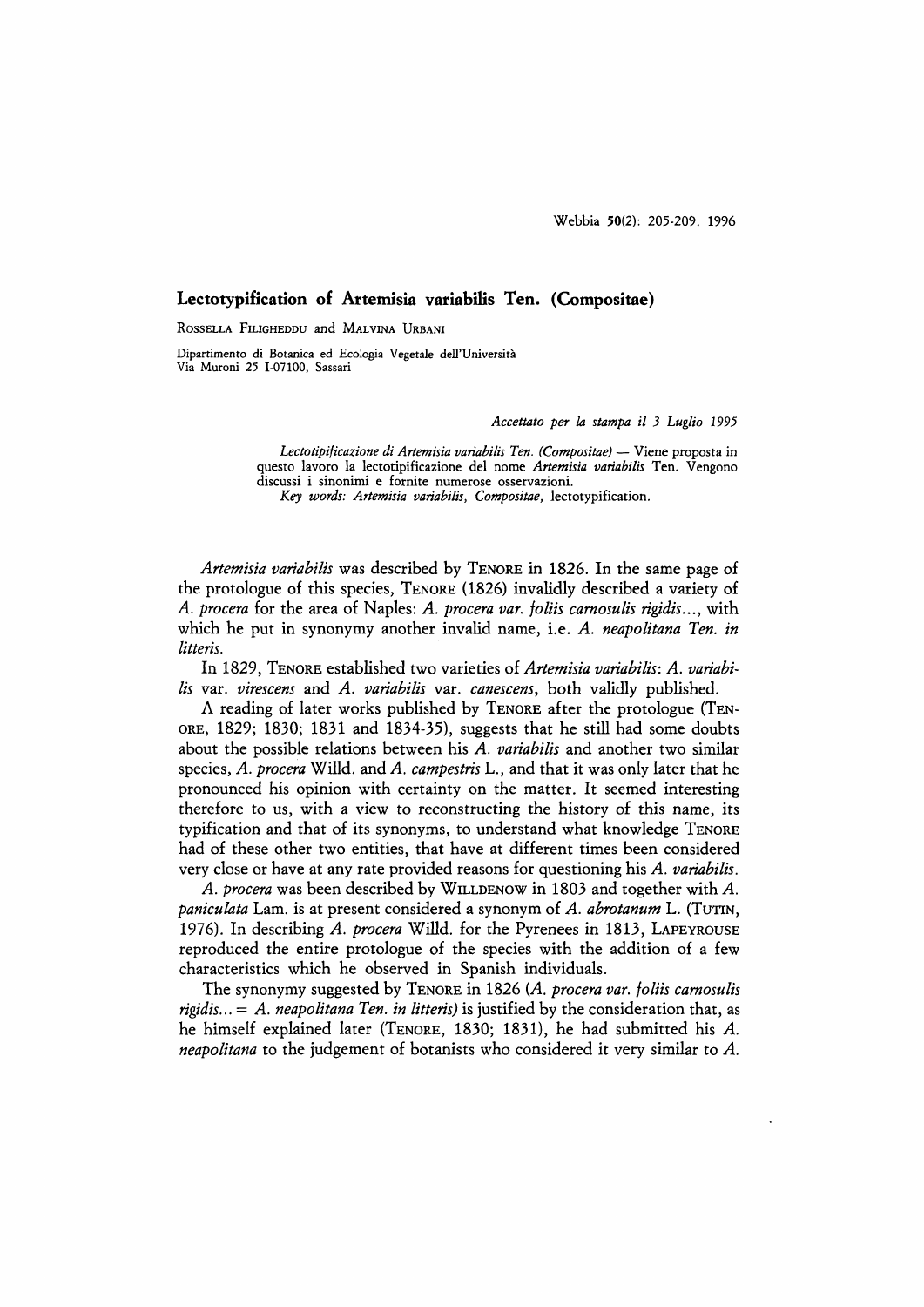## Lectotypification of Artemisia variabilis Ten. (Compositae)

Rossella Filigheddu and Malvina Urbani

Dipartimento di Botanica ed Ecologia Vegetale dell'Università
Via Muroni 25 I-07100, Sassari

*Accettato per la stampa il 3 Luglio 1995*

*Lectotipificazione di Artemisia variabilis Ten. (Compositae)* — Viene proposta in questo lavoro la lectotipificazione del nome *Artemisia variabilis* Ten. Vengono discussi i sinonimi e fornite numerose osservazioni.
*Key words: Artemisia variabilis, Compositae,* lectotypification.

*Artemisia variabilis* was described by Tenore in 1826. In the same page of the protologue of this species, Tenore (1826) invalidly described a variety of *A. procera* for the area of Naples: *A. procera var. foliis carnosulis rigidis...*, with which he put in synonymy another invalid name, i.e. *A. neapolitana Ten. in litteris.*

In 1829, Tenore established two varieties of *Artemisia variabilis*: *A. variabilis* var. *virescens* and *A. variabilis* var. *canescens*, both validly published.

A reading of later works published by Tenore after the protologue (Tenore, 1829; 1830; 1831 and 1834-35), suggests that he still had some doubts about the possible relations between his *A. variabilis* and another two similar species, *A. procera* Willd. and *A. campestris* L., and that it was only later that he pronounced his opinion with certainty on the matter. It seemed interesting therefore to us, with a view to reconstructing the history of this name, its typification and that of its synonyms, to understand what knowledge Tenore had of these other two entities, that have at different times been considered very close or have at any rate provided reasons for questioning his *A. variabilis*.

*A. procera* was been described by Willdenow in 1803 and together with *A. paniculata* Lam. is at present considered a synonym of *A. abrotanum* L. (Tutin, 1976). In describing *A. procera* Willd. for the Pyrenees in 1813, Lapeyrouse reproduced the entire protologue of the species with the addition of a few characteristics which he observed in Spanish individuals.

The synonymy suggested by Tenore in 1826 (*A. procera var. foliis carnosulis rigidis...* = *A. neapolitana Ten. in litteris)* is justified by the consideration that, as he himself explained later (Tenore, 1830; 1831), he had submitted his *A. neapolitana* to the judgement of botanists who considered it very similar to *A.*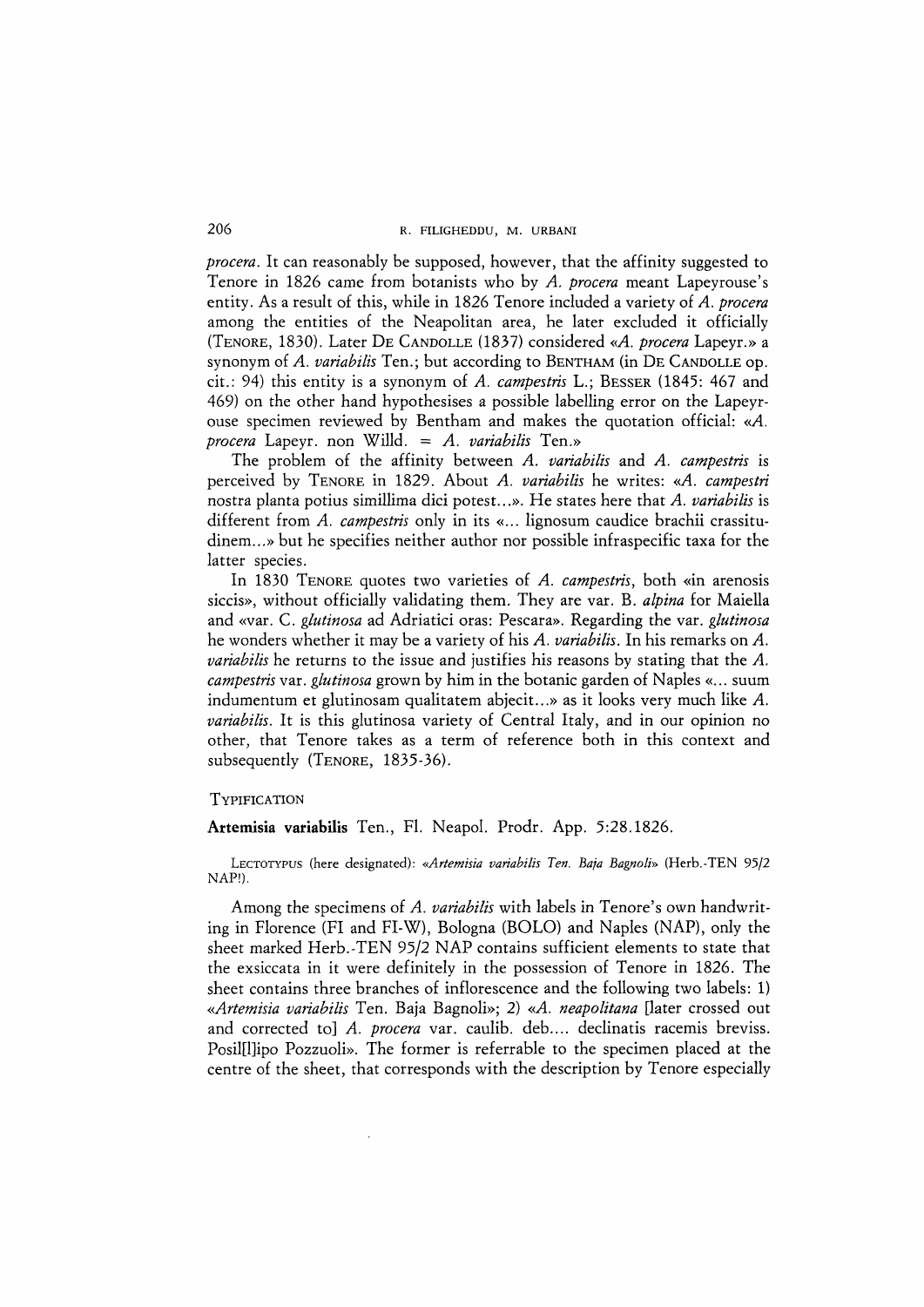*procera*. It can reasonably be supposed, however, that the affinity suggested to Tenore in 1826 came from botanists who by *A. procera* meant Lapeyrouse's entity. As a result of this, while in 1826 Tenore included a variety of *A. procera* among the entities of the Neapolitan area, he later excluded it officially (TENORE, 1830). Later DE CANDOLLE (1837) considered «*A. procera* Lapeyr.» a synonym of *A. variabilis* Ten.; but according to BENTHAM (in DE CANDOLLE op. cit.: 94) this entity is a synonym of *A. campestris* L.; BESSER (1845: 467 and 469) on the other hand hypothesises a possible labelling error on the Lapeyrouse specimen reviewed by Bentham and makes the quotation official: «*A. procera* Lapeyr. non Willd. = *A. variabilis* Ten.»

The problem of the affinity between *A. variabilis* and *A. campestris* is perceived by TENORE in 1829. About *A. variabilis* he writes: «*A. campestri* nostra planta potius simillima dici potest...». He states here that *A. variabilis* is different from *A. campestris* only in its «... lignosum caudice brachii crassitudinem...» but he specifies neither author nor possible infraspecific taxa for the latter species.

In 1830 TENORE quotes two varieties of *A. campestris*, both «in arenosis siccis», without officially validating them. They are var. B. *alpina* for Maiella and «var. C. *glutinosa* ad Adriatici oras: Pescara». Regarding the var. *glutinosa* he wonders whether it may be a variety of his *A. variabilis*. In his remarks on *A. variabilis* he returns to the issue and justifies his reasons by stating that the *A. campestris* var. *glutinosa* grown by him in the botanic garden of Naples «... suum indumentum et glutinosam qualitatem abjecit...» as it looks very much like *A. variabilis*. It is this glutinosa variety of Central Italy, and in our opinion no other, that Tenore takes as a term of reference both in this context and subsequently (TENORE, 1835-36).

## TYPIFICATION

**Artemisia variabilis** Ten., Fl. Neapol. Prodr. App. 5:28.1826.

LECTOTYPUS (here designated): «*Artemisia variabilis Ten. Baja Bagnoli*» (Herb.-TEN 95/2 NAP!).

Among the specimens of *A. variabilis* with labels in Tenore's own handwriting in Florence (FI and FI-W), Bologna (BOLO) and Naples (NAP), only the sheet marked Herb.-TEN 95/2 NAP contains sufficient elements to state that the exsiccata in it were definitely in the possession of Tenore in 1826. The sheet contains three branches of inflorescence and the following two labels: 1) «*Artemisia variabilis* Ten. Baja Bagnoli»; 2) «*A. neapolitana* [later crossed out and corrected to] *A. procera* var. caulib. deb.... declinatis racemis breviss. Posil[l]ipo Pozzuoli». The former is referrable to the specimen placed at the centre of the sheet, that corresponds with the description by Tenore especially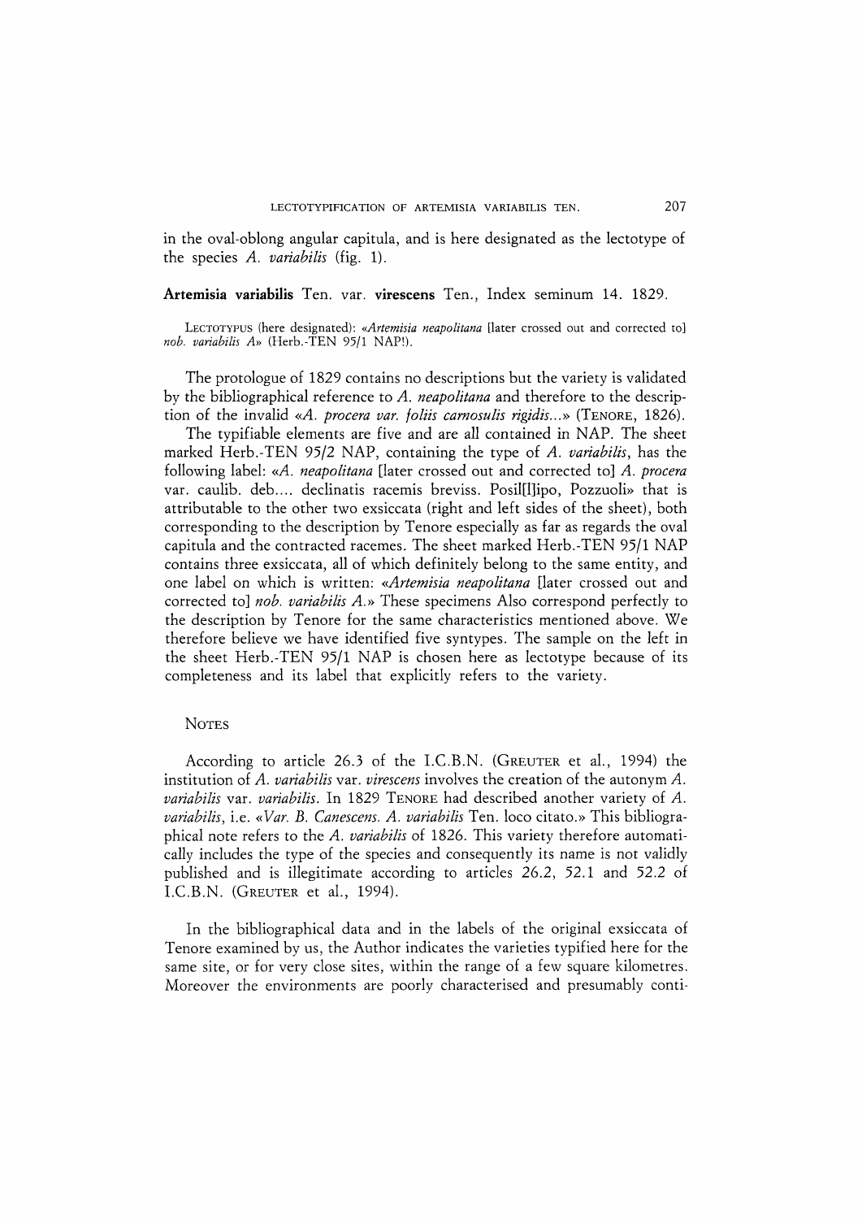in the oval-oblong angular capitula, and is here designated as the lectotype of the species *A. variabilis* (fig. 1).

**Artemisia variabilis** Ten. var. **virescens** Ten., Index seminum 14. 1829.

LECTOTYPUS (here designated): «*Artemisia neapolitana* [later crossed out and corrected to] *nob. variabilis A*» (Herb.-TEN 95/1 NAP!).

The protologue of 1829 contains no descriptions but the variety is validated by the bibliographical reference to *A. neapolitana* and therefore to the description of the invalid «*A. procera var. foliis carnosulis rigidis...*» (TENORE, 1826).

The typifiable elements are five and are all contained in NAP. The sheet marked Herb.-TEN 95/2 NAP, containing the type of *A. variabilis*, has the following label: «*A. neapolitana* [later crossed out and corrected to] *A. procera* var. caulib. deb.... declinatis racemis breviss. Posil[l]ipo, Pozzuoli» that is attributable to the other two exsiccata (right and left sides of the sheet), both corresponding to the description by Tenore especially as far as regards the oval capitula and the contracted racemes. The sheet marked Herb.-TEN 95/1 NAP contains three exsiccata, all of which definitely belong to the same entity, and one label on which is written: «*Artemisia neapolitana* [later crossed out and corrected to] *nob. variabilis A.*» These specimens Also correspond perfectly to the description by Tenore for the same characteristics mentioned above. We therefore believe we have identified five syntypes. The sample on the left in the sheet Herb.-TEN 95/1 NAP is chosen here as lectotype because of its completeness and its label that explicitly refers to the variety.

NOTES

According to article 26.3 of the I.C.B.N. (GREUTER et al., 1994) the institution of *A. variabilis* var. *virescens* involves the creation of the autonym *A. variabilis* var. *variabilis*. In 1829 TENORE had described another variety of *A. variabilis*, i.e. «*Var. B. Canescens. A. variabilis* Ten. loco citato.» This bibliographical note refers to the *A. variabilis* of 1826. This variety therefore automatically includes the type of the species and consequently its name is not validly published and is illegitimate according to articles 26.2, 52.1 and 52.2 of I.C.B.N. (GREUTER et al., 1994).

In the bibliographical data and in the labels of the original exsiccata of Tenore examined by us, the Author indicates the varieties typified here for the same site, or for very close sites, within the range of a few square kilometres. Moreover the environments are poorly characterised and presumably conti-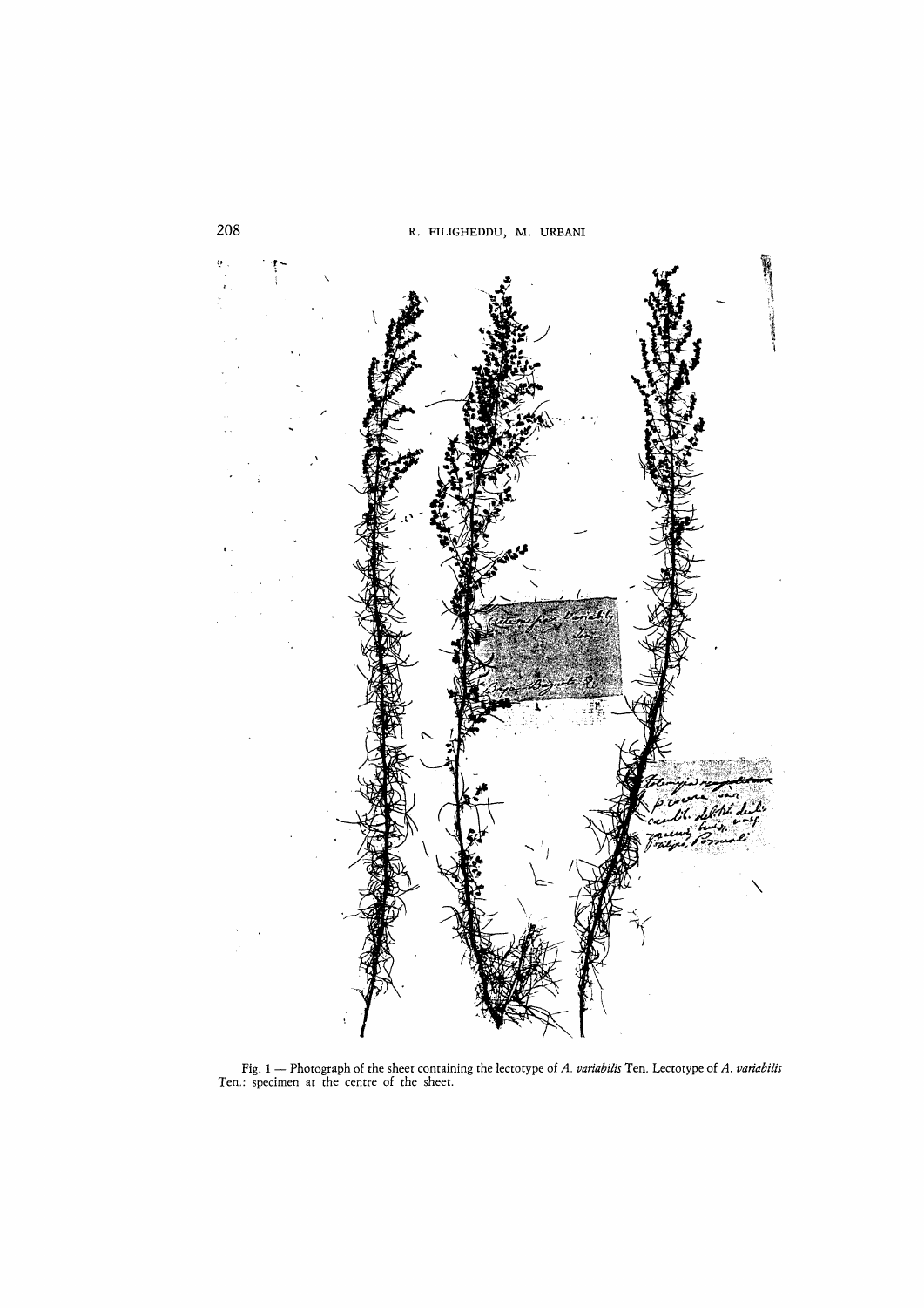Fig. 1 — Photograph of the sheet containing the lectotype of *A. variabilis* Ten. Lectotype of *A. variabilis* Ten.: specimen at the centre of the sheet.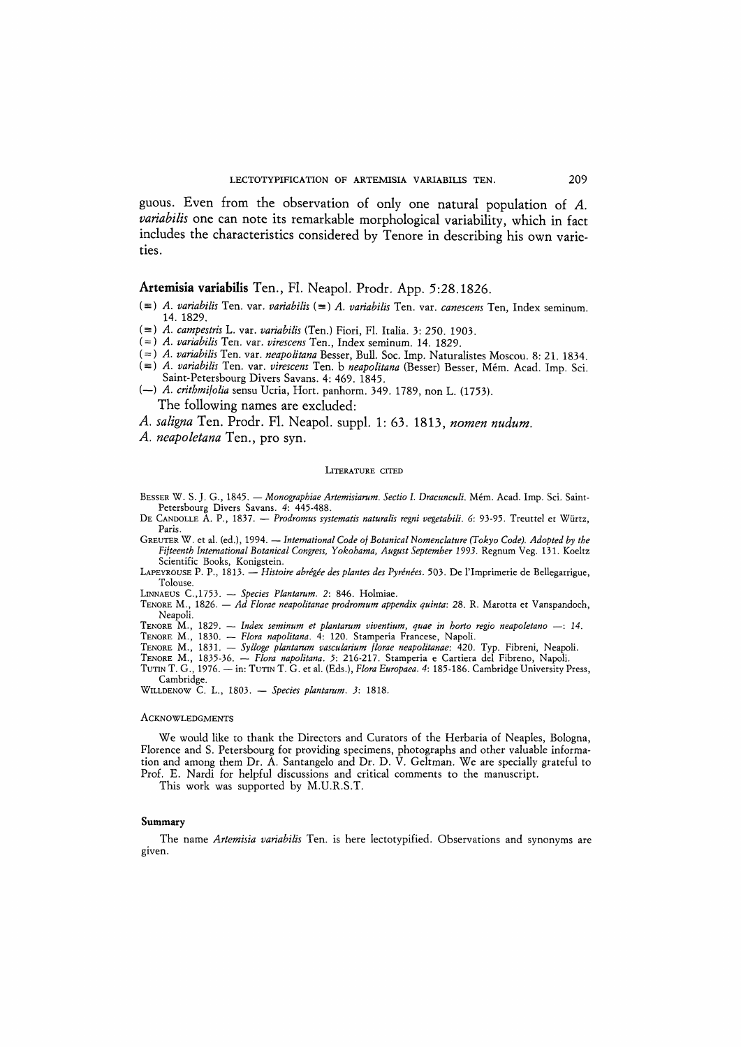guous. Even from the observation of only one natural population of *A. variabilis* one can note its remarkable morphological variability, which in fact includes the characteristics considered by Tenore in describing his own varieties.

**Artemisia variabilis** Ten., Fl. Neapol. Prodr. App. 5:28.1826.

(≡) *A. variabilis* Ten. var. *variabilis* (≡) *A. variabilis* Ten. var. *canescens* Ten, Index seminum. 14. 1829.

(≡) *A. campestris* L. var. *variabilis* (Ten.) Fiori, Fl. Italia. 3: 250. 1903.

(=) *A. variabilis* Ten. var. *virescens* Ten., Index seminum. 14. 1829.

(=) *A. variabilis* Ten. var. *neapolitana* Besser, Bull. Soc. Imp. Naturalistes Moscou. 8: 21. 1834.

(≡) *A. variabilis* Ten. var. *virescens* Ten. b *neapolitana* (Besser) Besser, Mém. Acad. Imp. Sci. Saint-Petersbourg Divers Savans. 4: 469. 1845.

(—) *A. crithmifolia* sensu Ucria, Hort. panhorm. 349. 1789, non L. (1753).

The following names are excluded:

*A. saligna* Ten. Prodr. Fl. Neapol. suppl. 1: 63. 1813, *nomen nudum.*

*A. neapoletana* Ten., pro syn.

## LITERATURE CITED

BESSER W. S. J. G., 1845. — *Monographiae Artemisiarum. Sectio I. Dracunculi.* Mém. Acad. Imp. Sci. Saint-Petersbourg Divers Savans. 4: 445-488.

DE CANDOLLE A. P., 1837. — *Prodromus systematis naturalis regni vegetabili.* 6: 93-95. Treuttel et Würtz, Paris.

GREUTER W. et al. (ed.), 1994. — *International Code of Botanical Nomenclature (Tokyo Code). Adopted by the Fifteenth International Botanical Congress, Yokohama, August September 1993.* Regnum Veg. 131. Koeltz Scientific Books, Konigstein.

LAPEYROUSE P. P., 1813. — *Histoire abrégée des plantes des Pyrénées.* 503. De l'Imprimerie de Bellegarrigue, Tolouse.

LINNAEUS C.,1753. — *Species Plantarum.* 2: 846. Holmiae.

TENORE M., 1826. — *Ad Florae neapolitanae prodromum appendix quinta*: 28. R. Marotta et Vanspandoch, Neapoli.

TENORE M., 1829. — *Index seminum et plantarum viventium, quae in horto regio neapoletano —: 14.*

TENORE M., 1830. — *Flora napolitana.* 4: 120. Stamperia Francese, Napoli.

TENORE M., 1831. — *Sylloge plantarum vascularium florae neapolitanae*: 420. Typ. Fibreni, Neapoli.

TENORE M., 1835-36. — *Flora napolitana.* 5: 216-217. Stamperia e Cartiera del Fibreno, Napoli.

TUTIN T. G., 1976. — in: TUTIN T. G. et al. (Eds.), *Flora Europaea.* 4: 185-186. Cambridge University Press, Cambridge.

WILLDENOW C. L., 1803. — *Species plantarum.* 3: 1818.

## ACKNOWLEDGMENTS

We would like to thank the Directors and Curators of the Herbaria of Neaples, Bologna, Florence and S. Petersbourg for providing specimens, photographs and other valuable information and among them Dr. A. Santangelo and Dr. D. V. Geltman. We are specially grateful to Prof. E. Nardi for helpful discussions and critical comments to the manuscript.

This work was supported by M.U.R.S.T.

## Summary

The name *Artemisia variabilis* Ten. is here lectotypified. Observations and synonyms are given.